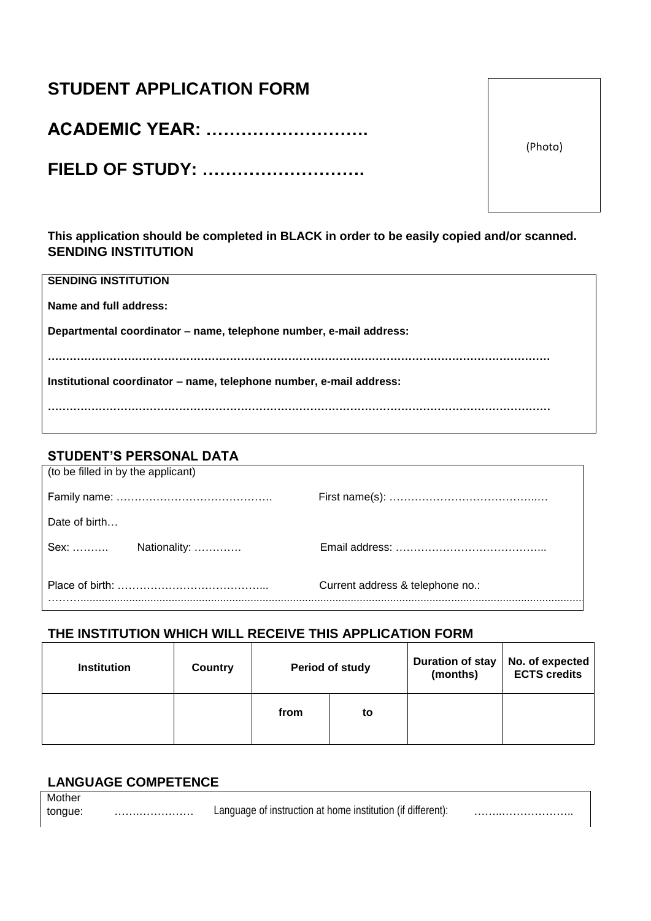# STUDENT APPLICATION FORM

## ACADEMIC YEAR: ……………………….

## FIELD OF STUDY: ……………………….

(Photo)

**This application should be completed in BLACK in order to be easily copied and/or scanned.**
**SENDING INSTITUTION**

**SENDING INSTITUTION**

**Name and full address:**

**Departmental coordinator – name, telephone number, e-mail address:**

**……………………………………………………………………………………………………………………**

**Institutional coordinator – name, telephone number, e-mail address:**

**……………………………………………………………………………………………………………………**

### STUDENT'S PERSONAL DATA

(to be filled in by the applicant)

Family name: …………………………………….

First name(s): ……………………………………..…

Date of birth…

Sex: ………. Nationality: …………

Email address: …………………………………..

Place of birth: …………………………………...

Current address & telephone no.:
………................................................................................................................................................................................

### THE INSTITUTION WHICH WILL RECEIVE THIS APPLICATION FORM

| Institution | Country | Period of study | | Duration of stay (months) | No. of expected ECTS credits |
|---|---|---|---|---|---|
| | | from | to | | |

### LANGUAGE COMPETENCE

Mother tongue: …….…………… Language of instruction at home institution (if different): ……..………………..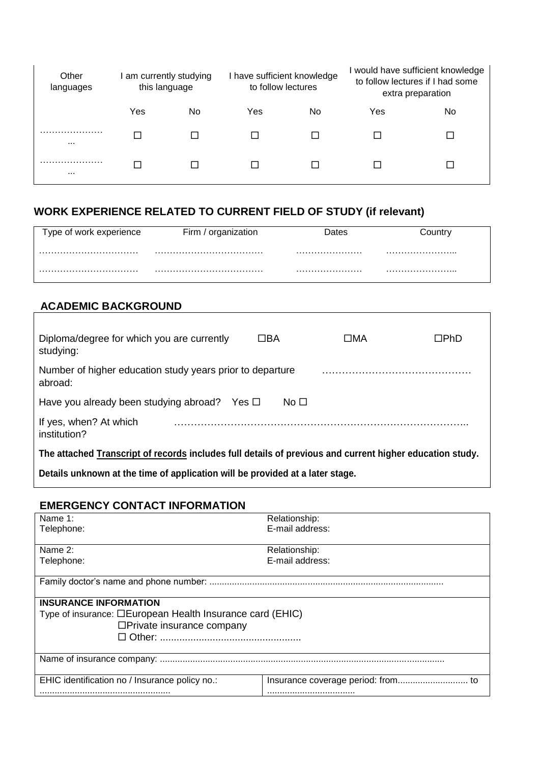| Other languages | I am currently studying this language | | I have sufficient knowledge to follow lectures | | I would have sufficient knowledge to follow lectures if I had some extra preparation | |
|---|---|---|---|---|---|---|
| | Yes | No | Yes | No | Yes | No |
| ……………………… | ☐ | ☐ | ☐ | ☐ | ☐ | ☐ |
| ……………………… | ☐ | ☐ | ☐ | ☐ | ☐ | ☐ |

## WORK EXPERIENCE RELATED TO CURRENT FIELD OF STUDY (if relevant)

| Type of work experience | Firm / organization | Dates | Country |
|---|---|---|---|
| …………………………… | ……………………………… | ………………… | …………………... |
| …………………………… | ……………………………… | ………………… | …………………... |

## ACADEMIC BACKGROUND

Diploma/degree for which you are currently studying: ☐BA ☐MA ☐PhD

Number of higher education study years prior to departure abroad: ………………………………………

Have you already been studying abroad? Yes ☐ No ☐

If yes, when? At which institution? ……………………………………………………………………………………..

**The attached Transcript of records includes full details of previous and current higher education study.**

**Details unknown at the time of application will be provided at a later stage.**

## EMERGENCY CONTACT INFORMATION

| | |
|---|---|
| Name 1:<br>Telephone: | Relationship:<br>E-mail address: |
| Name 2:<br>Telephone: | Relationship:<br>E-mail address: |
| Family doctor's name and phone number: ........................................................................................... | |
| **INSURANCE INFORMATION**<br>Type of insurance: ☐European Health Insurance card (EHIC)<br>☐Private insurance company<br>☐ Other: .................................................. | |
| Name of insurance company: ................................................................................................................ | |
| EHIC identification no / Insurance policy no.:<br>.................................................... | Insurance coverage period: from............................ to<br>.................................. |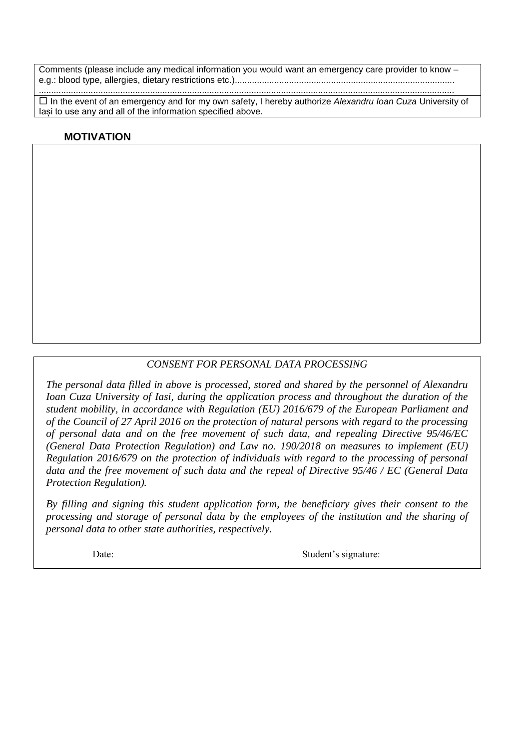Comments (please include any medical information you would want an emergency care provider to know – e.g.: blood type, allergies, dietary restrictions etc.)........................................................................................
.................................................................................................................................................................

☐ In the event of an emergency and for my own safety, I hereby authorize *Alexandru Ioan Cuza* University of Iași to use any and all of the information specified above.

**MOTIVATION**

*CONSENT FOR PERSONAL DATA PROCESSING*

*The personal data filled in above is processed, stored and shared by the personnel of Alexandru Ioan Cuza University of Iasi, during the application process and throughout the duration of the student mobility, in accordance with Regulation (EU) 2016/679 of the European Parliament and of the Council of 27 April 2016 on the protection of natural persons with regard to the processing of personal data and on the free movement of such data, and repealing Directive 95/46/EC (General Data Protection Regulation) and Law no. 190/2018 on measures to implement (EU) Regulation 2016/679 on the protection of individuals with regard to the processing of personal data and the free movement of such data and the repeal of Directive 95/46 / EC (General Data Protection Regulation).*

*By filling and signing this student application form, the beneficiary gives their consent to the processing and storage of personal data by the employees of the institution and the sharing of personal data to other state authorities, respectively.*

Date: Student's signature: